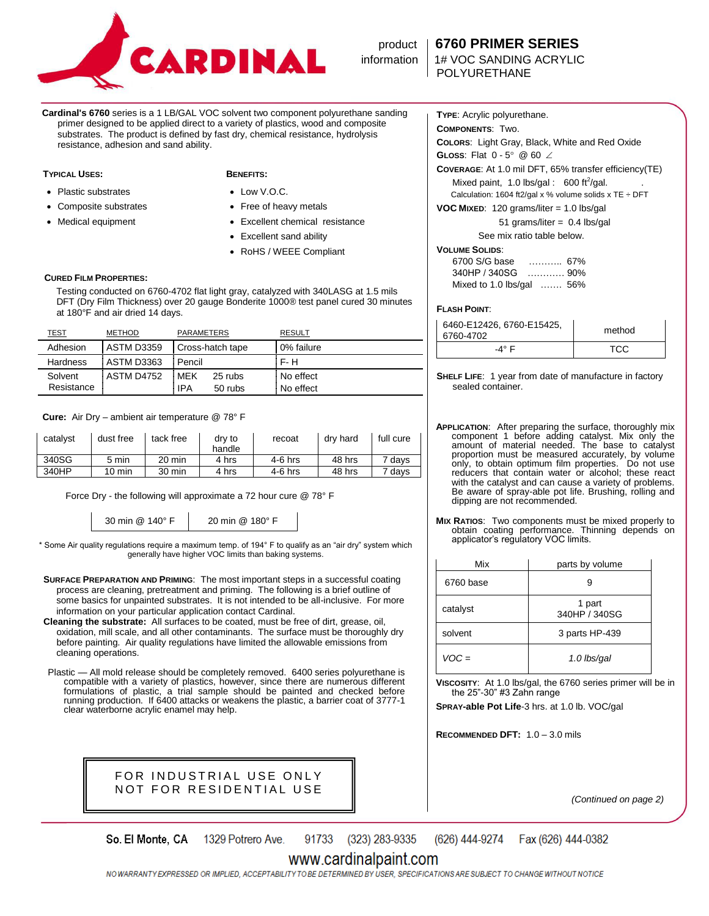# CARDINAL

product information

## 6760 PRIMER SERIES
1# VOC SANDING ACRYLIC POLYURETHANE

**Cardinal's 6760** series is a 1 LB/GAL VOC solvent two component polyurethane sanding primer designed to be applied direct to a variety of plastics, wood and composite substrates. The product is defined by fast dry, chemical resistance, hydrolysis resistance, adhesion and sand ability.

### Typical Uses:

- Plastic substrates
- Composite substrates
- Medical equipment

### Benefits:

- Low V.O.C.
- Free of heavy metals
- Excellent chemical resistance
- Excellent sand ability
- RoHS / WEEE Compliant

### Cured Film Properties:

Testing conducted on 6760-4702 flat light gray, catalyzed with 340LASG at 1.5 mils DFT (Dry Film Thickness) over 20 gauge Bonderite 1000® test panel cured 30 minutes at 180°F and air dried 14 days.

| TEST | METHOD | PARAMETERS | RESULT |
|---|---|---|---|
| Adhesion | ASTM D3359 | Cross-hatch tape | 0% failure |
| Hardness | ASTM D3363 | Pencil | F- H |
| Solvent Resistance | ASTM D4752 | MEK 25 rubs | No effect |
| | | IPA 50 rubs | No effect |

**Cure:** Air Dry – ambient air temperature @ 78° F

| catalyst | dust free | tack free | dry to handle | recoat | dry hard | full cure |
|---|---|---|---|---|---|---|
| 340SG | 5 min | 20 min | 4 hrs | 4-6 hrs | 48 hrs | 7 days |
| 340HP | 10 min | 30 min | 4 hrs | 4-6 hrs | 48 hrs | 7 days |

Force Dry - the following will approximate a 72 hour cure @ 78° F

| 30 min @ 140° F | 20 min @ 180° F |
|---|---|

\* Some Air quality regulations require a maximum temp. of 194° F to qualify as an "air dry" system which generally have higher VOC limits than baking systems.

**Surface Preparation and Priming**: The most important steps in a successful coating process are cleaning, pretreatment and priming. The following is a brief outline of some basics for unpainted substrates. It is not intended to be all-inclusive. For more information on your particular application contact Cardinal.

**Cleaning the substrate:** All surfaces to be coated, must be free of dirt, grease, oil, oxidation, mill scale, and all other contaminants. The surface must be thoroughly dry before painting. Air quality regulations have limited the allowable emissions from cleaning operations.

Plastic — All mold release should be completely removed. 6400 series polyurethane is compatible with a variety of plastics, however, since there are numerous different formulations of plastic, a trial sample should be painted and checked before running production. If 6400 attacks or weakens the plastic, a barrier coat of 3777-1 clear waterborne acrylic enamel may help.

**FOR INDUSTRIAL USE ONLY**
**NOT FOR RESIDENTIAL USE**

**Type**: Acrylic polyurethane.

**Components**: Two.

**Colors**: Light Gray, Black, White and Red Oxide

**Gloss**: Flat 0 - 5° @ 60 ∠

**Coverage**: At 1.0 mil DFT, 65% transfer efficiency(TE)

Mixed paint, 1.0 lbs/gal : 600 ft²/gal.

Calculation: 1604 ft2/gal x % volume solids x TE ÷ DFT

**VOC Mixed**: 120 grams/liter = 1.0 lbs/gal

51 grams/liter = 0.4 lbs/gal

See mix ratio table below.

**Volume Solids**:

- 6700 S/G base ........... 67%
- 340HP / 340SG ............ 90%
- Mixed to 1.0 lbs/gal ....... 56%

**Flash Point**:

| 6460-E12426, 6760-E15425, 6760-4702 | method |
|---|---|
| -4° F | TCC |

**Shelf Life**: 1 year from date of manufacture in factory sealed container.

**Application**: After preparing the surface, thoroughly mix component 1 before adding catalyst. Mix only the amount of material needed. The base to catalyst proportion must be measured accurately, by volume only, to obtain optimum film properties. Do not use reducers that contain water or alcohol; these react with the catalyst and can cause a variety of problems. Be aware of spray-able pot life. Brushing, rolling and dipping are not recommended.

**Mix Ratios**: Two components must be mixed properly to obtain coating performance. Thinning depends on applicator's regulatory VOC limits.

| Mix | parts by volume |
|---|---|
| 6760 base | 9 |
| catalyst | 1 part 340HP / 340SG |
| solvent | 3 parts HP-439 |
| *VOC =* | *1.0 lbs/gal* |

**Viscosity**: At 1.0 lbs/gal, the 6760 series primer will be in the 25"-30" #3 Zahn range

**Spray-able Pot Life**-3 hrs. at 1.0 lb. VOC/gal

**Recommended DFT:** 1.0 – 3.0 mils

*(Continued on page 2)*

So. El Monte, CA 1329 Potrero Ave. 91733 (323) 283-9335 (626) 444-9274 Fax (626) 444-0382

www.cardinalpaint.com

NO WARRANTY EXPRESSED OR IMPLIED, ACCEPTABILITY TO BE DETERMINED BY USER, SPECIFICATIONS ARE SUBJECT TO CHANGE WITHOUT NOTICE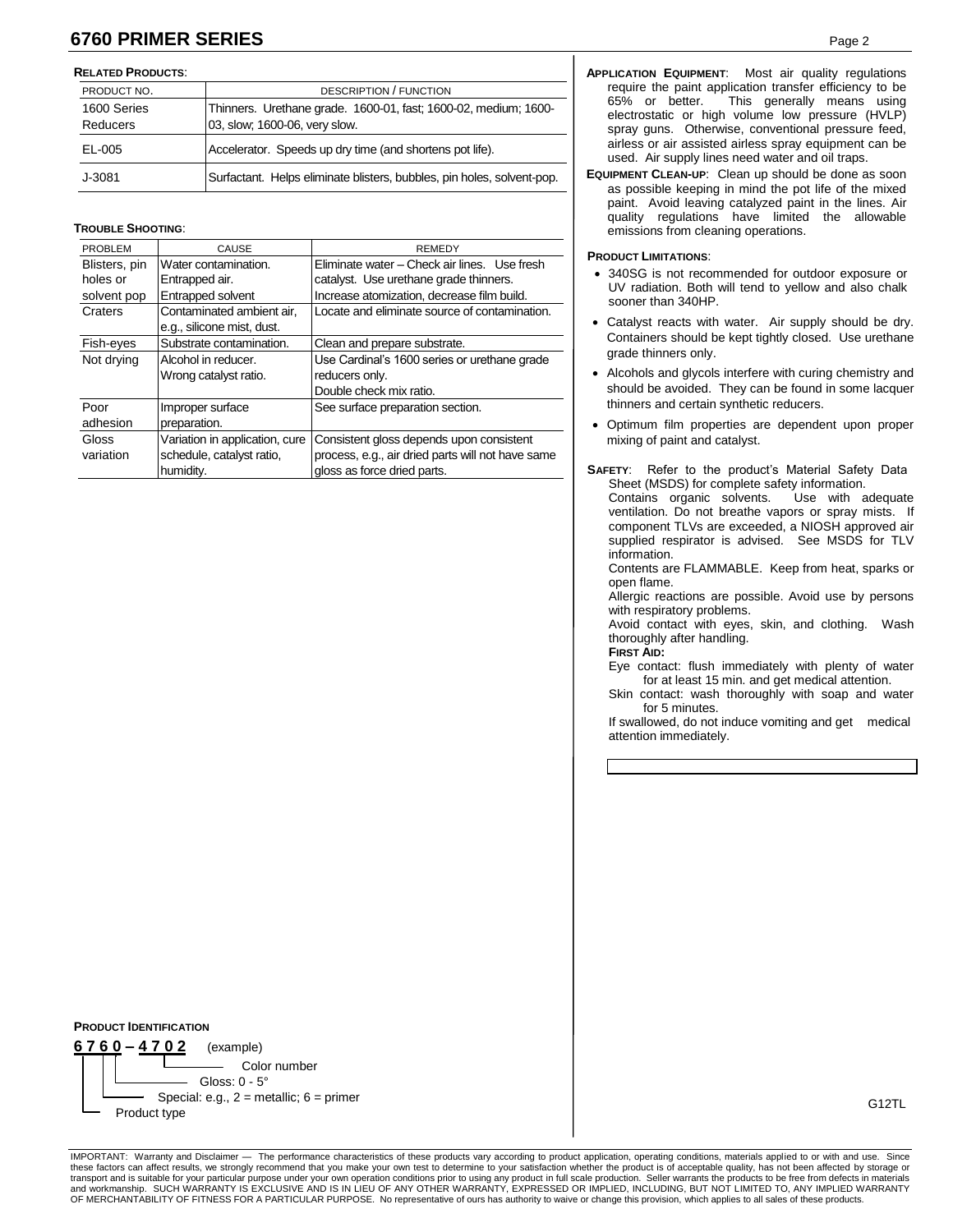**RELATED PRODUCTS**:

| PRODUCT NO. | DESCRIPTION / FUNCTION |
|---|---|
| 1600 Series Reducers | Thinners. Urethane grade. 1600-01, fast; 1600-02, medium; 1600-03, slow; 1600-06, very slow. |
| EL-005 | Accelerator. Speeds up dry time (and shortens pot life). |
| J-3081 | Surfactant. Helps eliminate blisters, bubbles, pin holes, solvent-pop. |

**TROUBLE SHOOTING**:

| PROBLEM | CAUSE | REMEDY |
|---|---|---|
| Blisters, pin holes or solvent pop | Water contamination. Entrapped air. Entrapped solvent | Eliminate water – Check air lines. Use fresh catalyst. Use urethane grade thinners. Increase atomization, decrease film build. |
| Craters | Contaminated ambient air, e.g., silicone mist, dust. | Locate and eliminate source of contamination. |
| Fish-eyes | Substrate contamination. | Clean and prepare substrate. |
| Not drying | Alcohol in reducer. Wrong catalyst ratio. | Use Cardinal's 1600 series or urethane grade reducers only. Double check mix ratio. |
| Poor adhesion | Improper surface preparation. | See surface preparation section. |
| Gloss variation | Variation in application, cure schedule, catalyst ratio, humidity. | Consistent gloss depends upon consistent process, e.g., air dried parts will not have same gloss as force dried parts. |

**APPLICATION EQUIPMENT**: Most air quality regulations require the paint application transfer efficiency to be 65% or better. This generally means using electrostatic or high volume low pressure (HVLP) spray guns. Otherwise, conventional pressure feed, airless or air assisted airless spray equipment can be used. Air supply lines need water and oil traps.

**EQUIPMENT CLEAN-UP**: Clean up should be done as soon as possible keeping in mind the pot life of the mixed paint. Avoid leaving catalyzed paint in the lines. Air quality regulations have limited the allowable emissions from cleaning operations.

**PRODUCT LIMITATIONS**:

- 340SG is not recommended for outdoor exposure or UV radiation. Both will tend to yellow and also chalk sooner than 340HP.
- Catalyst reacts with water. Air supply should be dry. Containers should be kept tightly closed. Use urethane grade thinners only.
- Alcohols and glycols interfere with curing chemistry and should be avoided. They can be found in some lacquer thinners and certain synthetic reducers.
- Optimum film properties are dependent upon proper mixing of paint and catalyst.

**SAFETY**: Refer to the product's Material Safety Data Sheet (MSDS) for complete safety information.

Contains organic solvents. Use with adequate ventilation. Do not breathe vapors or spray mists. If component TLVs are exceeded, a NIOSH approved air supplied respirator is advised. See MSDS for TLV information.

Contents are FLAMMABLE. Keep from heat, sparks or open flame.

Allergic reactions are possible. Avoid use by persons with respiratory problems.

Avoid contact with eyes, skin, and clothing. Wash thoroughly after handling.

**FIRST AID:**

Eye contact: flush immediately with plenty of water for at least 15 min. and get medical attention.

Skin contact: wash thoroughly with soap and water for 5 minutes.

If swallowed, do not induce vomiting and get medical attention immediately.

**PRODUCT IDENTIFICATION**

**6 7 6 0 – 4 7 0 2** (example)

- Color number
- Gloss: 0 - 5°
- Special: e.g., 2 = metallic; 6 = primer
- Product type

G12TL

IMPORTANT: Warranty and Disclaimer — The performance characteristics of these products vary according to product application, operating conditions, materials applied to or with and use. Since these factors can affect results, we strongly recommend that you make your own test to determine to your satisfaction whether the product is of acceptable quality, has not been affected by storage or transport and is suitable for your particular purpose under your own operation conditions prior to using any product in full scale production. Seller warrants the products to be free from defects in materials and workmanship. SUCH WARRANTY IS EXCLUSIVE AND IS IN LIEU OF ANY OTHER WARRANTY, EXPRESSED OR IMPLIED, INCLUDING, BUT NOT LIMITED TO, ANY IMPLIED WARRANTY OF MERCHANTABILITY OF FITNESS FOR A PARTICULAR PURPOSE. No representative of ours has authority to waive or change this provision, which applies to all sales of these products.